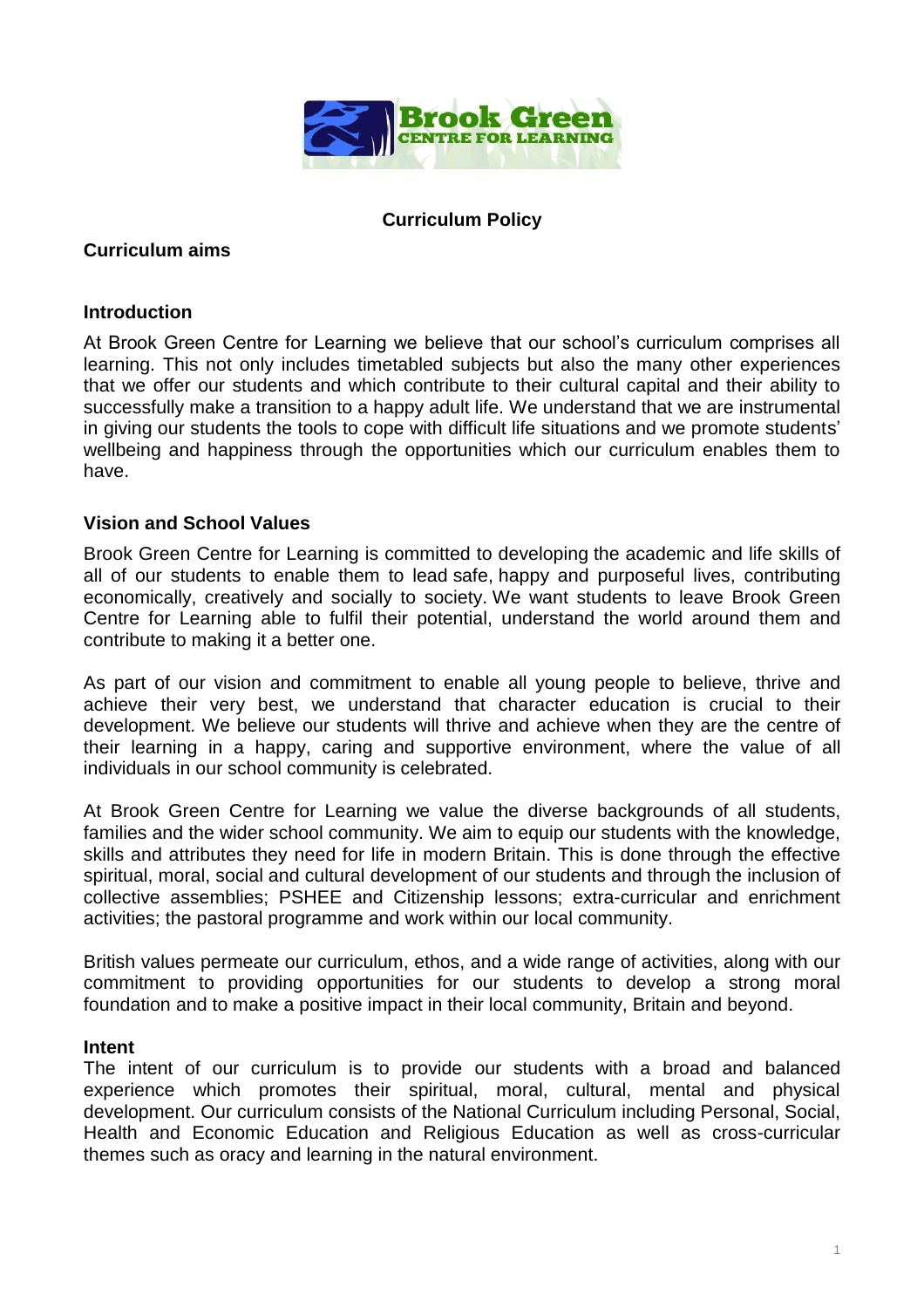# Curriculum Policy

## Curriculum aims

### Introduction

At Brook Green Centre for Learning we believe that our school's curriculum comprises all learning. This not only includes timetabled subjects but also the many other experiences that we offer our students and which contribute to their cultural capital and their ability to successfully make a transition to a happy adult life. We understand that we are instrumental in giving our students the tools to cope with difficult life situations and we promote students' wellbeing and happiness through the opportunities which our curriculum enables them to have.

### Vision and School Values

Brook Green Centre for Learning is committed to developing the academic and life skills of all of our students to enable them to lead safe, happy and purposeful lives, contributing economically, creatively and socially to society. We want students to leave Brook Green Centre for Learning able to fulfil their potential, understand the world around them and contribute to making it a better one.

As part of our vision and commitment to enable all young people to believe, thrive and achieve their very best, we understand that character education is crucial to their development. We believe our students will thrive and achieve when they are the centre of their learning in a happy, caring and supportive environment, where the value of all individuals in our school community is celebrated.

At Brook Green Centre for Learning we value the diverse backgrounds of all students, families and the wider school community. We aim to equip our students with the knowledge, skills and attributes they need for life in modern Britain. This is done through the effective spiritual, moral, social and cultural development of our students and through the inclusion of collective assemblies; PSHEE and Citizenship lessons; extra-curricular and enrichment activities; the pastoral programme and work within our local community.

British values permeate our curriculum, ethos, and a wide range of activities, along with our commitment to providing opportunities for our students to develop a strong moral foundation and to make a positive impact in their local community, Britain and beyond.

### Intent

The intent of our curriculum is to provide our students with a broad and balanced experience which promotes their spiritual, moral, cultural, mental and physical development. Our curriculum consists of the National Curriculum including Personal, Social, Health and Economic Education and Religious Education as well as cross-curricular themes such as oracy and learning in the natural environment.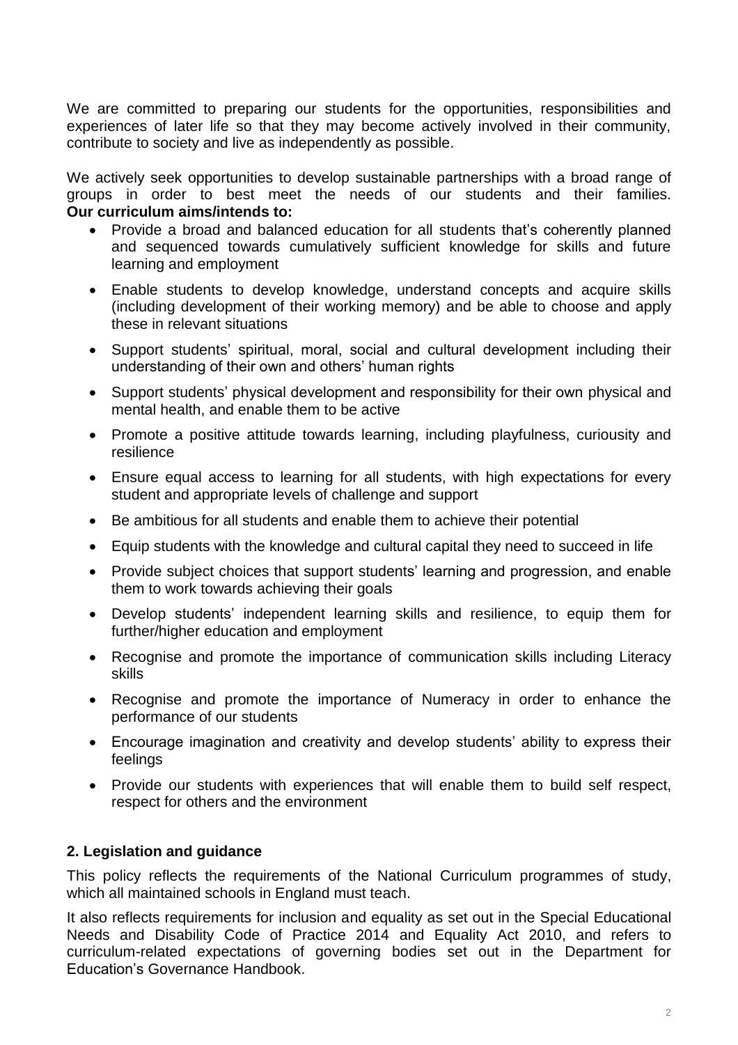We are committed to preparing our students for the opportunities, responsibilities and experiences of later life so that they may become actively involved in their community, contribute to society and live as independently as possible.

We actively seek opportunities to develop sustainable partnerships with a broad range of groups in order to best meet the needs of our students and their families.
**Our curriculum aims/intends to:**

- Provide a broad and balanced education for all students that's coherently planned and sequenced towards cumulatively sufficient knowledge for skills and future learning and employment
- Enable students to develop knowledge, understand concepts and acquire skills (including development of their working memory) and be able to choose and apply these in relevant situations
- Support students' spiritual, moral, social and cultural development including their understanding of their own and others' human rights
- Support students' physical development and responsibility for their own physical and mental health, and enable them to be active
- Promote a positive attitude towards learning, including playfulness, curiousity and resilience
- Ensure equal access to learning for all students, with high expectations for every student and appropriate levels of challenge and support
- Be ambitious for all students and enable them to achieve their potential
- Equip students with the knowledge and cultural capital they need to succeed in life
- Provide subject choices that support students' learning and progression, and enable them to work towards achieving their goals
- Develop students' independent learning skills and resilience, to equip them for further/higher education and employment
- Recognise and promote the importance of communication skills including Literacy skills
- Recognise and promote the importance of Numeracy in order to enhance the performance of our students
- Encourage imagination and creativity and develop students' ability to express their feelings
- Provide our students with experiences that will enable them to build self respect, respect for others and the environment

## 2. Legislation and guidance

This policy reflects the requirements of the National Curriculum programmes of study, which all maintained schools in England must teach.

It also reflects requirements for inclusion and equality as set out in the Special Educational Needs and Disability Code of Practice 2014 and Equality Act 2010, and refers to curriculum-related expectations of governing bodies set out in the Department for Education's Governance Handbook.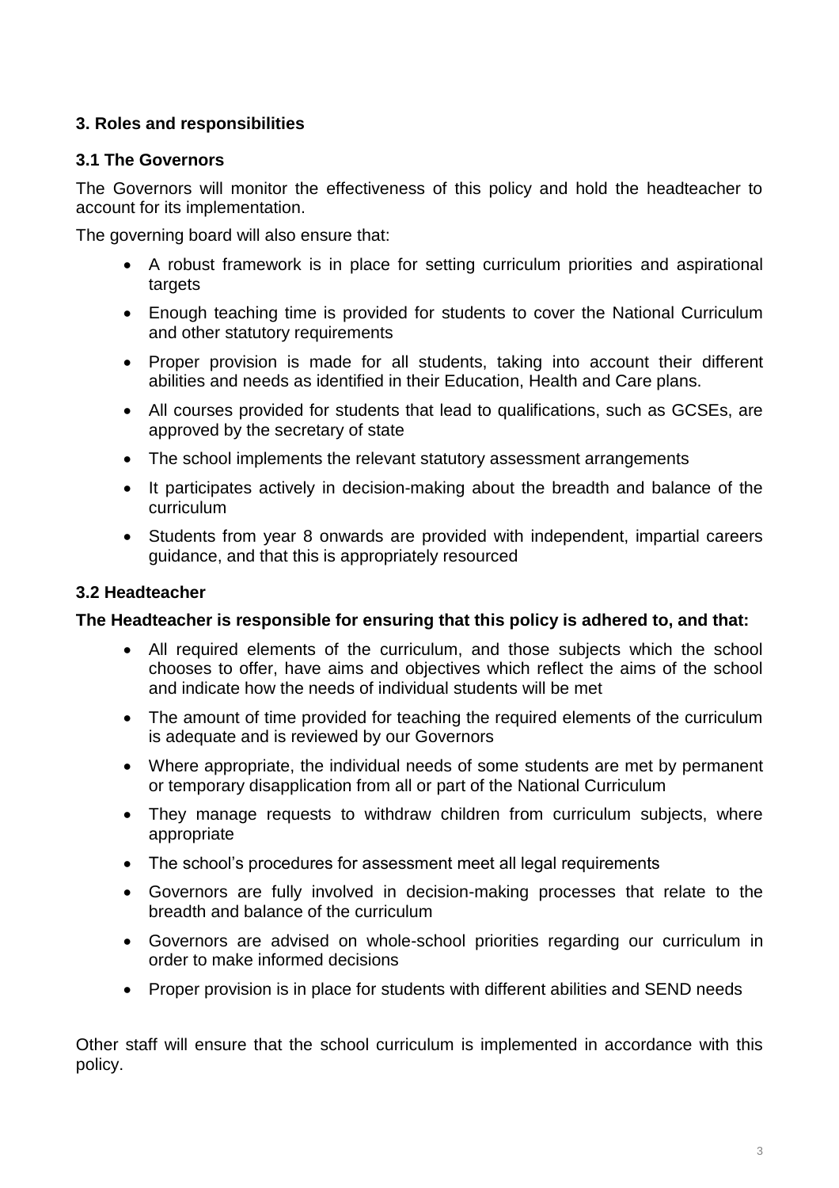## 3. Roles and responsibilities

### 3.1 The Governors

The Governors will monitor the effectiveness of this policy and hold the headteacher to account for its implementation.

The governing board will also ensure that:

- A robust framework is in place for setting curriculum priorities and aspirational targets
- Enough teaching time is provided for students to cover the National Curriculum and other statutory requirements
- Proper provision is made for all students, taking into account their different abilities and needs as identified in their Education, Health and Care plans.
- All courses provided for students that lead to qualifications, such as GCSEs, are approved by the secretary of state
- The school implements the relevant statutory assessment arrangements
- It participates actively in decision-making about the breadth and balance of the curriculum
- Students from year 8 onwards are provided with independent, impartial careers guidance, and that this is appropriately resourced

### 3.2 Headteacher

**The Headteacher is responsible for ensuring that this policy is adhered to, and that:**

- All required elements of the curriculum, and those subjects which the school chooses to offer, have aims and objectives which reflect the aims of the school and indicate how the needs of individual students will be met
- The amount of time provided for teaching the required elements of the curriculum is adequate and is reviewed by our Governors
- Where appropriate, the individual needs of some students are met by permanent or temporary disapplication from all or part of the National Curriculum
- They manage requests to withdraw children from curriculum subjects, where appropriate
- The school's procedures for assessment meet all legal requirements
- Governors are fully involved in decision-making processes that relate to the breadth and balance of the curriculum
- Governors are advised on whole-school priorities regarding our curriculum in order to make informed decisions
- Proper provision is in place for students with different abilities and SEND needs

Other staff will ensure that the school curriculum is implemented in accordance with this policy.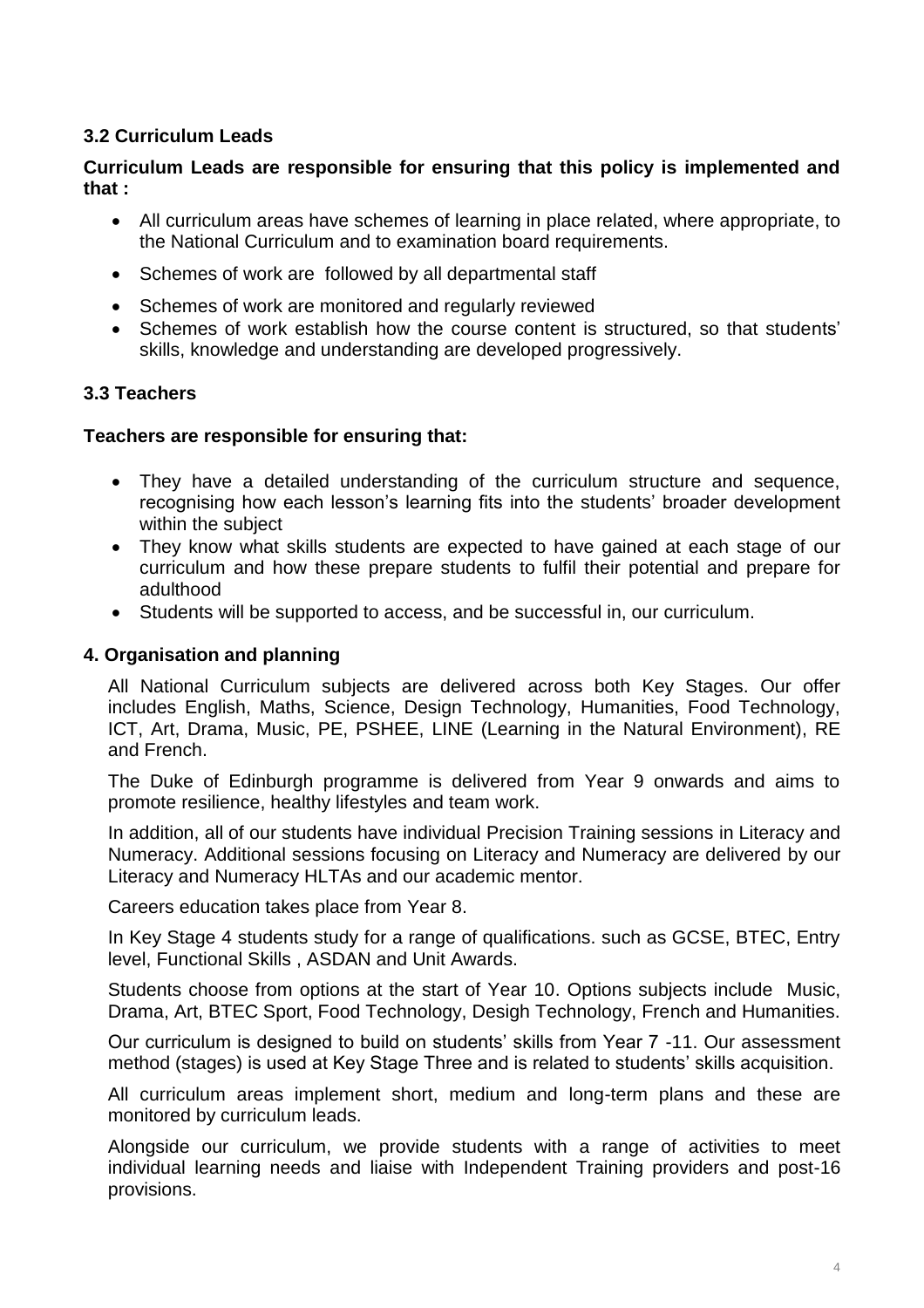### 3.2 Curriculum Leads

**Curriculum Leads are responsible for ensuring that this policy is implemented and that :**

- All curriculum areas have schemes of learning in place related, where appropriate, to the National Curriculum and to examination board requirements.
- Schemes of work are followed by all departmental staff
- Schemes of work are monitored and regularly reviewed
- Schemes of work establish how the course content is structured, so that students' skills, knowledge and understanding are developed progressively.

### 3.3 Teachers

**Teachers are responsible for ensuring that:**

- They have a detailed understanding of the curriculum structure and sequence, recognising how each lesson's learning fits into the students' broader development within the subject
- They know what skills students are expected to have gained at each stage of our curriculum and how these prepare students to fulfil their potential and prepare for adulthood
- Students will be supported to access, and be successful in, our curriculum.

## 4. Organisation and planning

All National Curriculum subjects are delivered across both Key Stages. Our offer includes English, Maths, Science, Design Technology, Humanities, Food Technology, ICT, Art, Drama, Music, PE, PSHEE, LINE (Learning in the Natural Environment), RE and French.

The Duke of Edinburgh programme is delivered from Year 9 onwards and aims to promote resilience, healthy lifestyles and team work.

In addition, all of our students have individual Precision Training sessions in Literacy and Numeracy. Additional sessions focusing on Literacy and Numeracy are delivered by our Literacy and Numeracy HLTAs and our academic mentor.

Careers education takes place from Year 8.

In Key Stage 4 students study for a range of qualifications. such as GCSE, BTEC, Entry level, Functional Skills , ASDAN and Unit Awards.

Students choose from options at the start of Year 10. Options subjects include Music, Drama, Art, BTEC Sport, Food Technology, Desigh Technology, French and Humanities.

Our curriculum is designed to build on students' skills from Year 7 -11. Our assessment method (stages) is used at Key Stage Three and is related to students' skills acquisition.

All curriculum areas implement short, medium and long-term plans and these are monitored by curriculum leads.

Alongside our curriculum, we provide students with a range of activities to meet individual learning needs and liaise with Independent Training providers and post-16 provisions.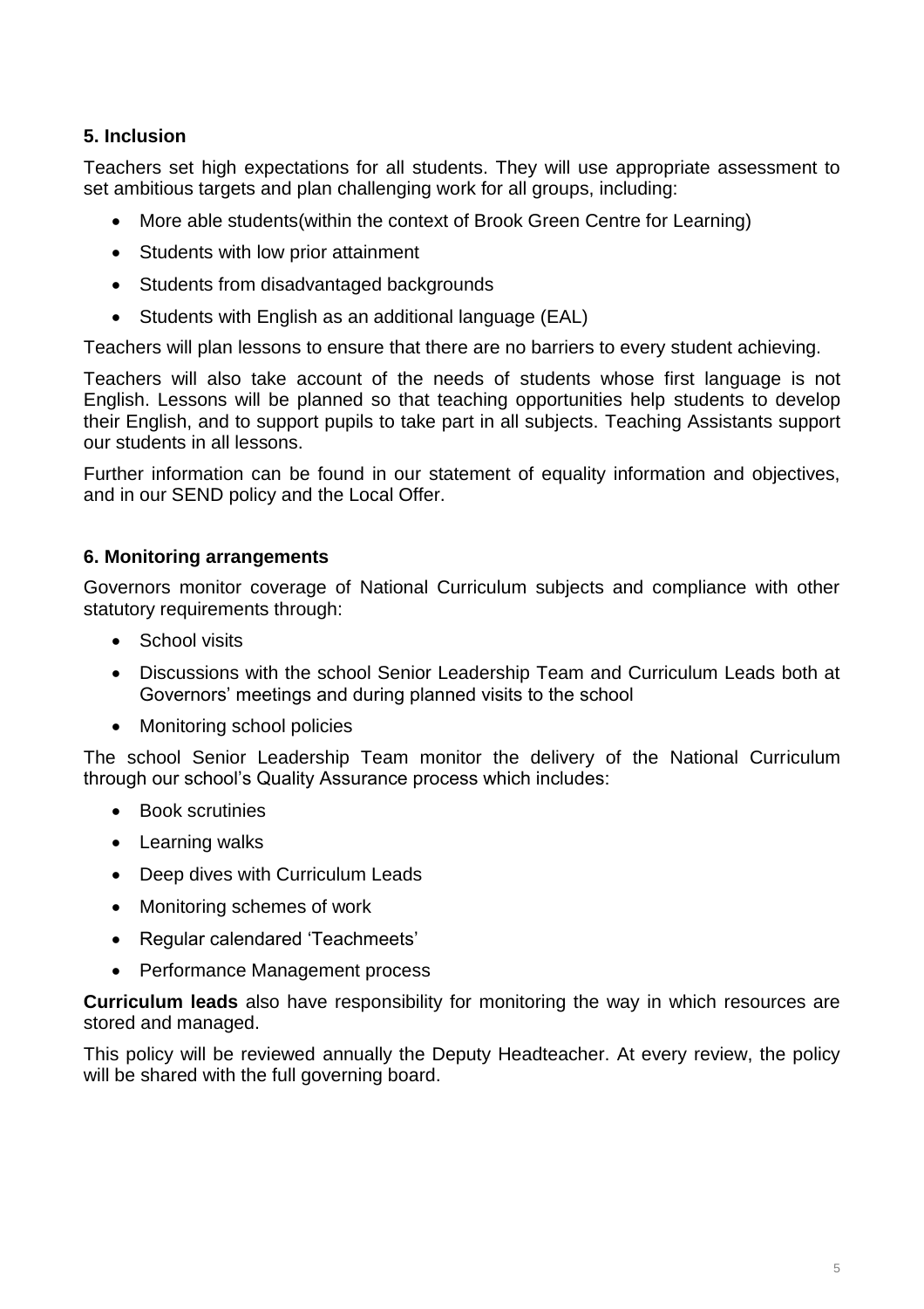## 5. Inclusion

Teachers set high expectations for all students. They will use appropriate assessment to set ambitious targets and plan challenging work for all groups, including:

- More able students(within the context of Brook Green Centre for Learning)
- Students with low prior attainment
- Students from disadvantaged backgrounds
- Students with English as an additional language (EAL)

Teachers will plan lessons to ensure that there are no barriers to every student achieving.

Teachers will also take account of the needs of students whose first language is not English. Lessons will be planned so that teaching opportunities help students to develop their English, and to support pupils to take part in all subjects. Teaching Assistants support our students in all lessons.

Further information can be found in our statement of equality information and objectives, and in our SEND policy and the Local Offer.

## 6. Monitoring arrangements

Governors monitor coverage of National Curriculum subjects and compliance with other statutory requirements through:

- School visits
- Discussions with the school Senior Leadership Team and Curriculum Leads both at Governors' meetings and during planned visits to the school
- Monitoring school policies

The school Senior Leadership Team monitor the delivery of the National Curriculum through our school's Quality Assurance process which includes:

- Book scrutinies
- Learning walks
- Deep dives with Curriculum Leads
- Monitoring schemes of work
- Regular calendared 'Teachmeets'
- Performance Management process

**Curriculum leads** also have responsibility for monitoring the way in which resources are stored and managed.

This policy will be reviewed annually the Deputy Headteacher. At every review, the policy will be shared with the full governing board.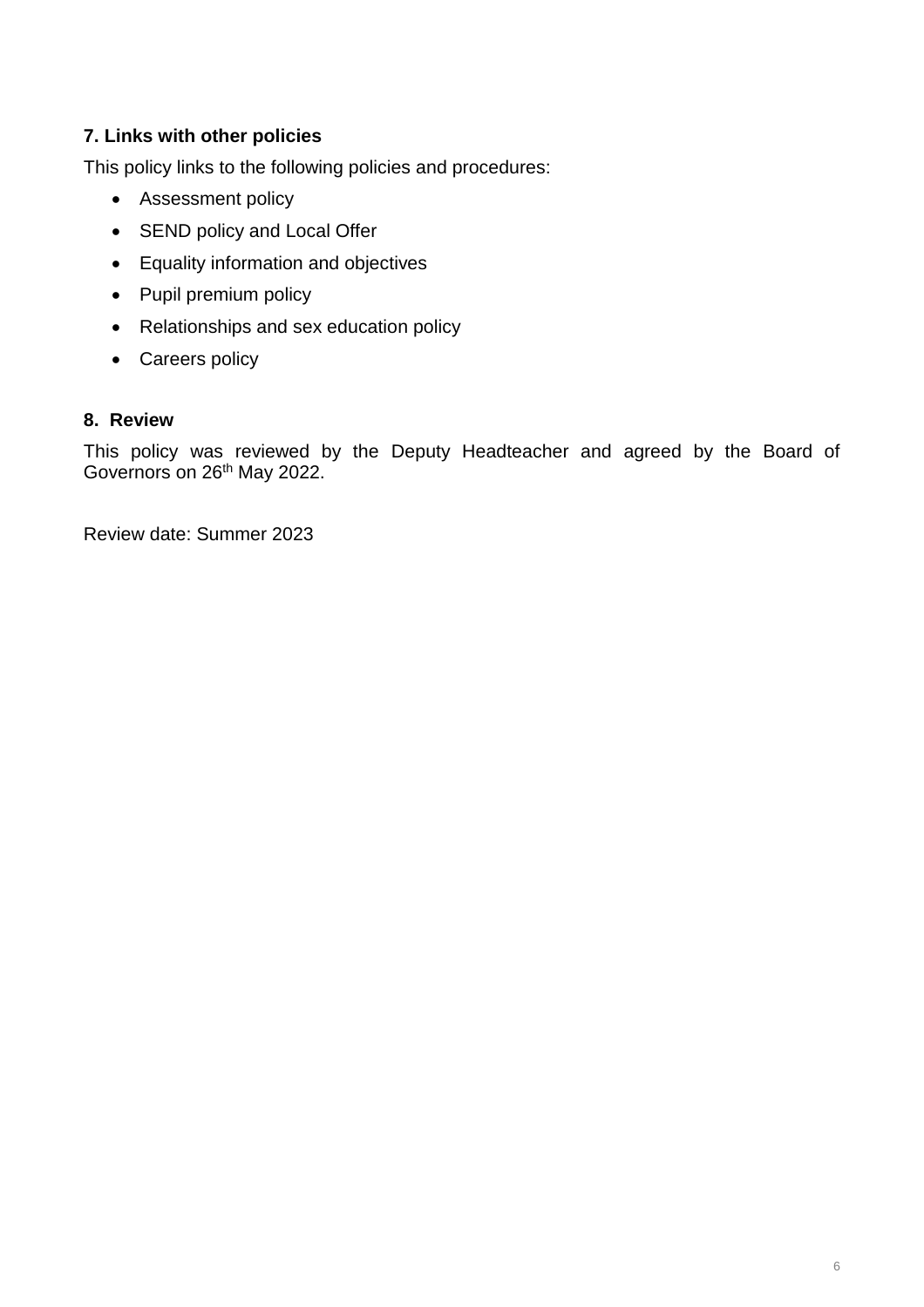### 7. Links with other policies

This policy links to the following policies and procedures:

- Assessment policy
- SEND policy and Local Offer
- Equality information and objectives
- Pupil premium policy
- Relationships and sex education policy
- Careers policy

### 8. Review

This policy was reviewed by the Deputy Headteacher and agreed by the Board of Governors on 26th May 2022.

Review date: Summer 2023